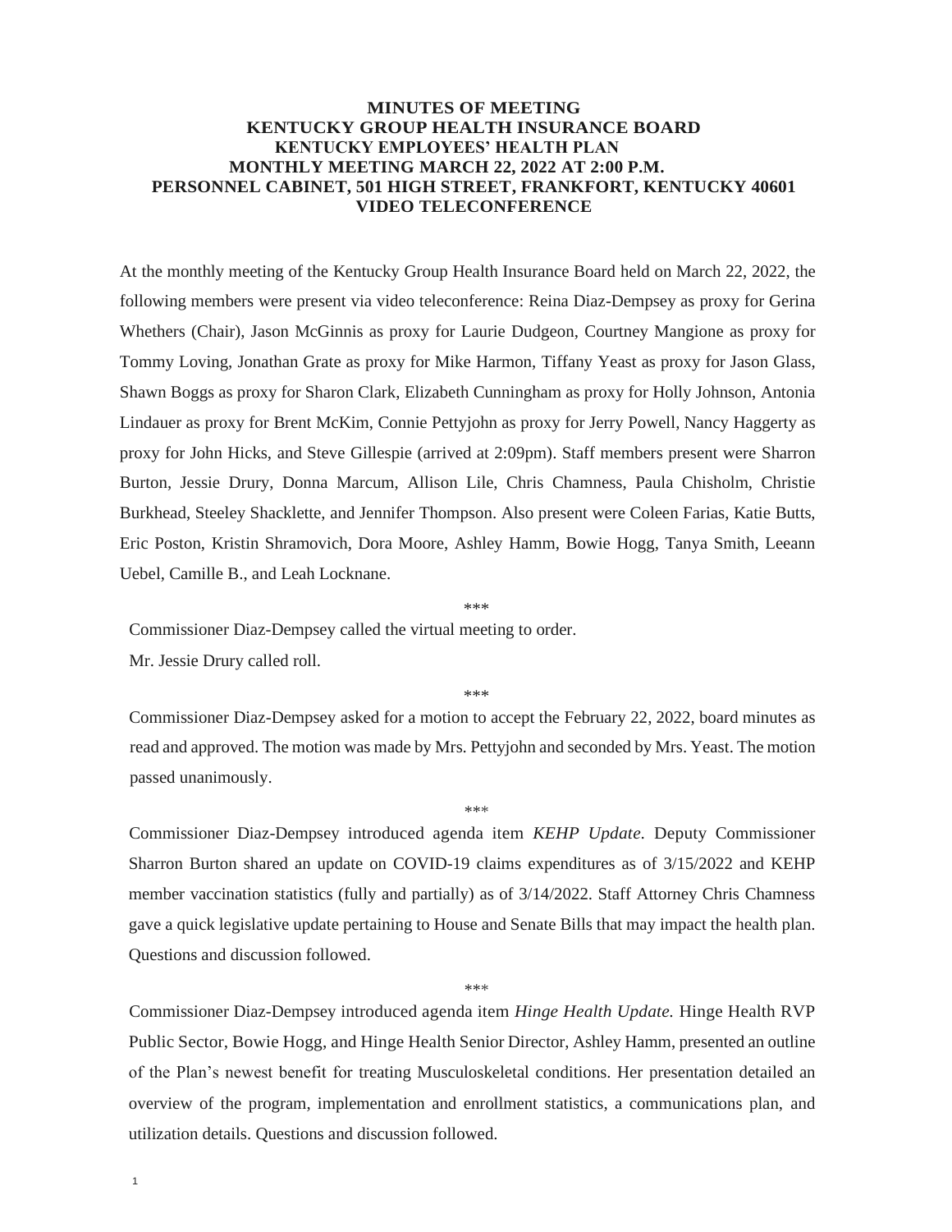# MINUTES OF MEETING
## KENTUCKY GROUP HEALTH INSURANCE BOARD
## KENTUCKY EMPLOYEES' HEALTH PLAN
## MONTHLY MEETING MARCH 22, 2022 AT 2:00 P.M.
## PERSONNEL CABINET, 501 HIGH STREET, FRANKFORT, KENTUCKY 40601
## VIDEO TELECONFERENCE

At the monthly meeting of the Kentucky Group Health Insurance Board held on March 22, 2022, the following members were present via video teleconference: Reina Diaz-Dempsey as proxy for Gerina Whethers (Chair), Jason McGinnis as proxy for Laurie Dudgeon, Courtney Mangione as proxy for Tommy Loving, Jonathan Grate as proxy for Mike Harmon, Tiffany Yeast as proxy for Jason Glass, Shawn Boggs as proxy for Sharon Clark, Elizabeth Cunningham as proxy for Holly Johnson, Antonia Lindauer as proxy for Brent McKim, Connie Pettyjohn as proxy for Jerry Powell, Nancy Haggerty as proxy for John Hicks, and Steve Gillespie (arrived at 2:09pm). Staff members present were Sharron Burton, Jessie Drury, Donna Marcum, Allison Lile, Chris Chamness, Paula Chisholm, Christie Burkhead, Steeley Shacklette, and Jennifer Thompson. Also present were Coleen Farias, Katie Butts, Eric Poston, Kristin Shramovich, Dora Moore, Ashley Hamm, Bowie Hogg, Tanya Smith, Leeann Uebel, Camille B., and Leah Locknane.

\*\*\*

Commissioner Diaz-Dempsey called the virtual meeting to order.

Mr. Jessie Drury called roll.

\*\*\*

Commissioner Diaz-Dempsey asked for a motion to accept the February 22, 2022, board minutes as read and approved. The motion was made by Mrs. Pettyjohn and seconded by Mrs. Yeast. The motion passed unanimously.

\*\*\*

Commissioner Diaz-Dempsey introduced agenda item *KEHP Update.* Deputy Commissioner Sharron Burton shared an update on COVID-19 claims expenditures as of 3/15/2022 and KEHP member vaccination statistics (fully and partially) as of 3/14/2022. Staff Attorney Chris Chamness gave a quick legislative update pertaining to House and Senate Bills that may impact the health plan. Questions and discussion followed.

\*\*\*

Commissioner Diaz-Dempsey introduced agenda item *Hinge Health Update.* Hinge Health RVP Public Sector, Bowie Hogg, and Hinge Health Senior Director, Ashley Hamm, presented an outline of the Plan's newest benefit for treating Musculoskeletal conditions. Her presentation detailed an overview of the program, implementation and enrollment statistics, a communications plan, and utilization details. Questions and discussion followed.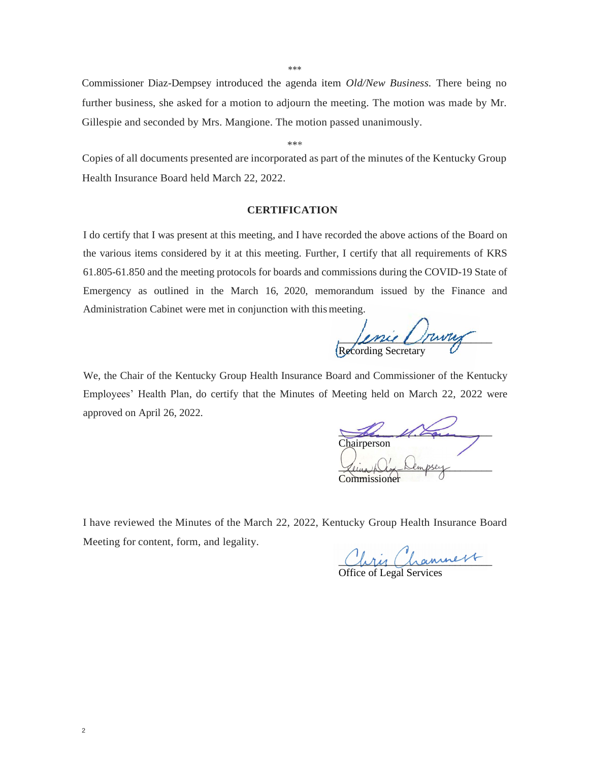\*\*\*

Commissioner Diaz-Dempsey introduced the agenda item *Old/New Business.* There being no further business, she asked for a motion to adjourn the meeting. The motion was made by Mr. Gillespie and seconded by Mrs. Mangione. The motion passed unanimously.

\*\*\*

Copies of all documents presented are incorporated as part of the minutes of the Kentucky Group Health Insurance Board held March 22, 2022.

## CERTIFICATION

I do certify that I was present at this meeting, and I have recorded the above actions of the Board on the various items considered by it at this meeting. Further, I certify that all requirements of KRS 61.805-61.850 and the meeting protocols for boards and commissions during the COVID-19 State of Emergency as outlined in the March 16, 2020, memorandum issued by the Finance and Administration Cabinet were met in conjunction with this meeting.

Recording Secretary

We, the Chair of the Kentucky Group Health Insurance Board and Commissioner of the Kentucky Employees' Health Plan, do certify that the Minutes of Meeting held on March 22, 2022 were approved on April 26, 2022.

Chairperson

Commissioner

I have reviewed the Minutes of the March 22, 2022, Kentucky Group Health Insurance Board Meeting for content, form, and legality.

Office of Legal Services